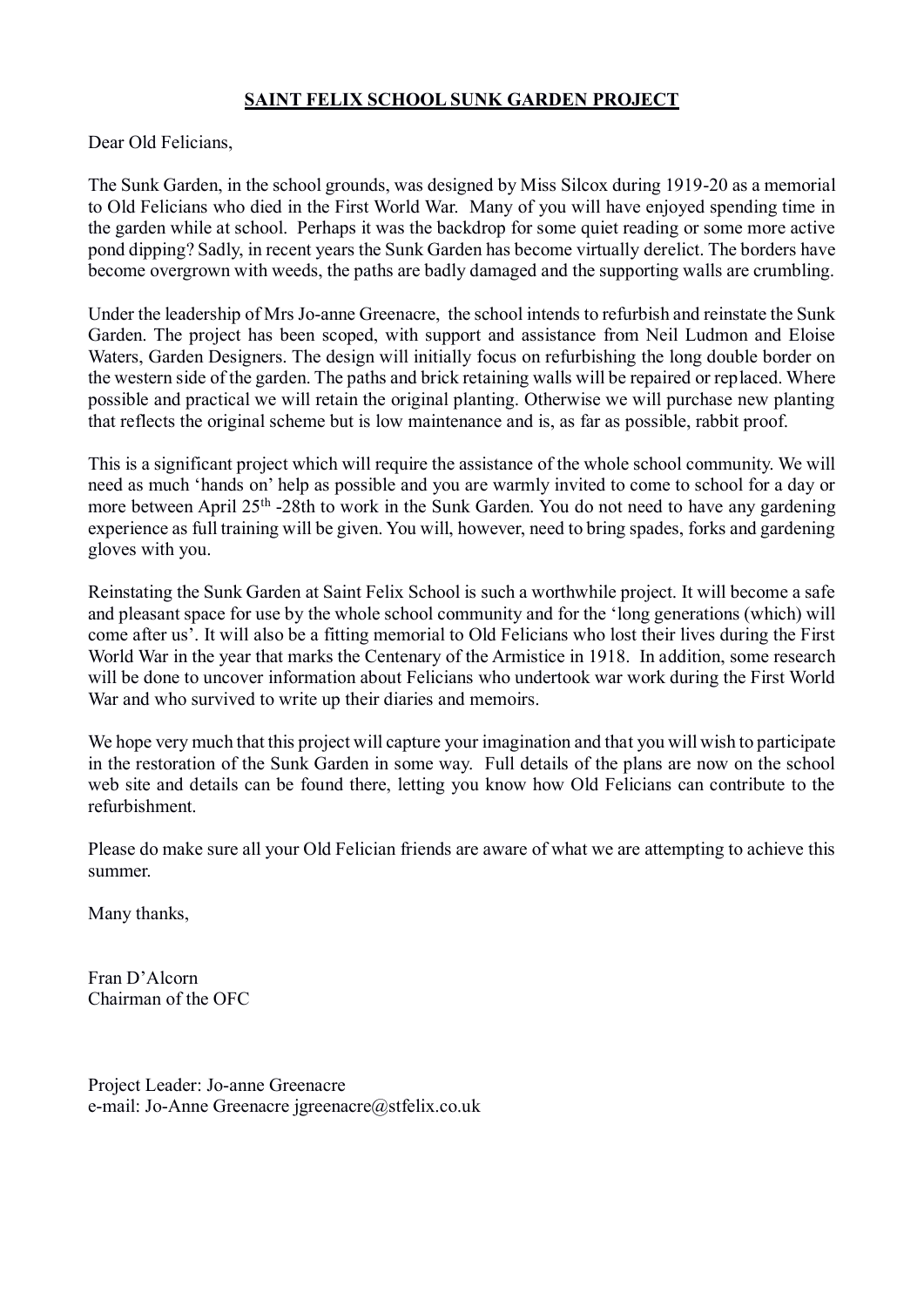**SAINT FELIX SCHOOL SUNK GARDEN PROJECT**

Dear Old Felicians,

The Sunk Garden, in the school grounds, was designed by Miss Silcox during 1919-20 as a memorial to Old Felicians who died in the First World War. Many of you will have enjoyed spending time in the garden while at school. Perhaps it was the backdrop for some quiet reading or some more active pond dipping? Sadly, in recent years the Sunk Garden has become virtually derelict. The borders have become overgrown with weeds, the paths are badly damaged and the supporting walls are crumbling.

Under the leadership of Mrs Jo-anne Greenacre, the school intends to refurbish and reinstate the Sunk Garden. The project has been scoped, with support and assistance from Neil Ludmon and Eloise Waters, Garden Designers. The design will initially focus on refurbishing the long double border on the western side of the garden. The paths and brick retaining walls will be repaired or replaced. Where possible and practical we will retain the original planting. Otherwise we will purchase new planting that reflects the original scheme but is low maintenance and is, as far as possible, rabbit proof.

This is a significant project which will require the assistance of the whole school community. We will need as much 'hands on' help as possible and you are warmly invited to come to school for a day or more between April 25th -28th to work in the Sunk Garden. You do not need to have any gardening experience as full training will be given. You will, however, need to bring spades, forks and gardening gloves with you.

Reinstating the Sunk Garden at Saint Felix School is such a worthwhile project. It will become a safe and pleasant space for use by the whole school community and for the 'long generations (which) will come after us'. It will also be a fitting memorial to Old Felicians who lost their lives during the First World War in the year that marks the Centenary of the Armistice in 1918. In addition, some research will be done to uncover information about Felicians who undertook war work during the First World War and who survived to write up their diaries and memoirs.

We hope very much that this project will capture your imagination and that you will wish to participate in the restoration of the Sunk Garden in some way. Full details of the plans are now on the school web site and details can be found there, letting you know how Old Felicians can contribute to the refurbishment.

Please do make sure all your Old Felician friends are aware of what we are attempting to achieve this summer.

Many thanks,

Fran D'Alcorn
Chairman of the OFC

Project Leader: Jo-anne Greenacre
e-mail: Jo-Anne Greenacre jgreenacre@stfelix.co.uk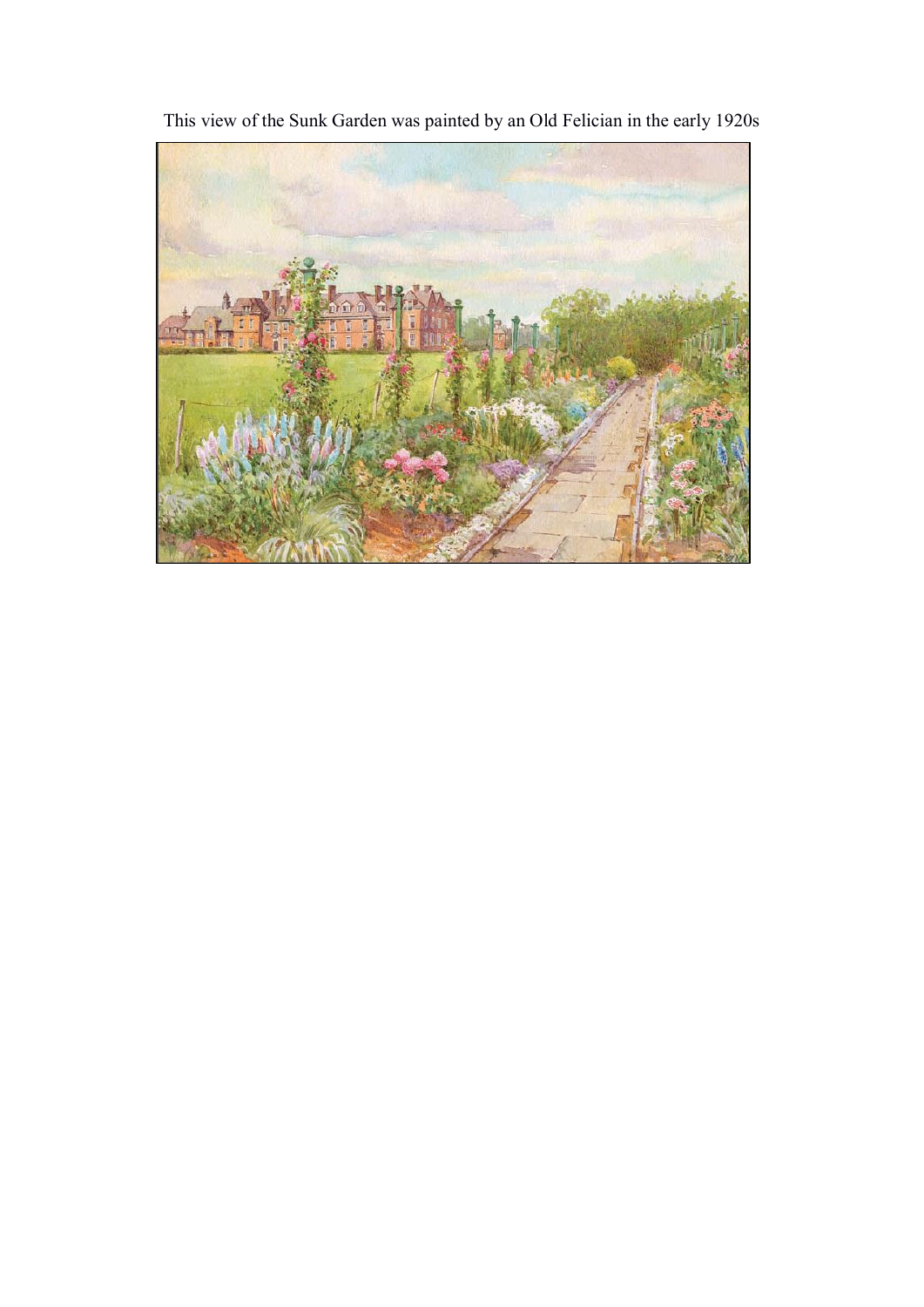This view of the Sunk Garden was painted by an Old Felician in the early 1920s